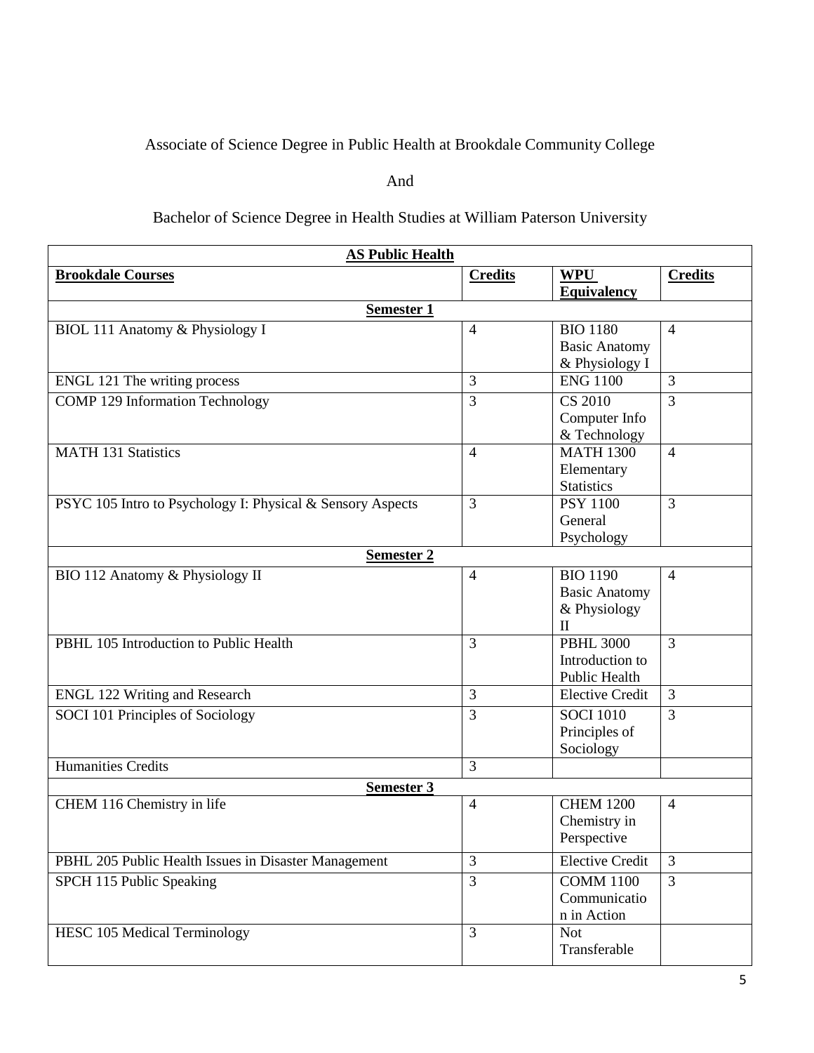Associate of Science Degree in Public Health at Brookdale Community College

And

Bachelor of Science Degree in Health Studies at William Paterson University

| **AS Public Health** | | | |
|---|---|---|---|
| **Brookdale Courses** | **Credits** | **WPU Equivalency** | **Credits** |
| **Semester 1** | | | |
| BIOL 111 Anatomy & Physiology I | 4 | BIO 1180 Basic Anatomy & Physiology I | 4 |
| ENGL 121 The writing process | 3 | ENG 1100 | 3 |
| COMP 129 Information Technology | 3 | CS 2010 Computer Info & Technology | 3 |
| MATH 131 Statistics | 4 | MATH 1300 Elementary Statistics | 4 |
| PSYC 105 Intro to Psychology I: Physical & Sensory Aspects | 3 | PSY 1100 General Psychology | 3 |
| **Semester 2** | | | |
| BIO 112 Anatomy & Physiology II | 4 | BIO 1190 Basic Anatomy & Physiology II | 4 |
| PBHL 105 Introduction to Public Health | 3 | PBHL 3000 Introduction to Public Health | 3 |
| ENGL 122 Writing and Research | 3 | Elective Credit | 3 |
| SOCI 101 Principles of Sociology | 3 | SOCI 1010 Principles of Sociology | 3 |
| Humanities Credits | 3 | | |
| **Semester 3** | | | |
| CHEM 116 Chemistry in life | 4 | CHEM 1200 Chemistry in Perspective | 4 |
| PBHL 205 Public Health Issues in Disaster Management | 3 | Elective Credit | 3 |
| SPCH 115 Public Speaking | 3 | COMM 1100 Communication in Action | 3 |
| HESC 105 Medical Terminology | 3 | Not Transferable | |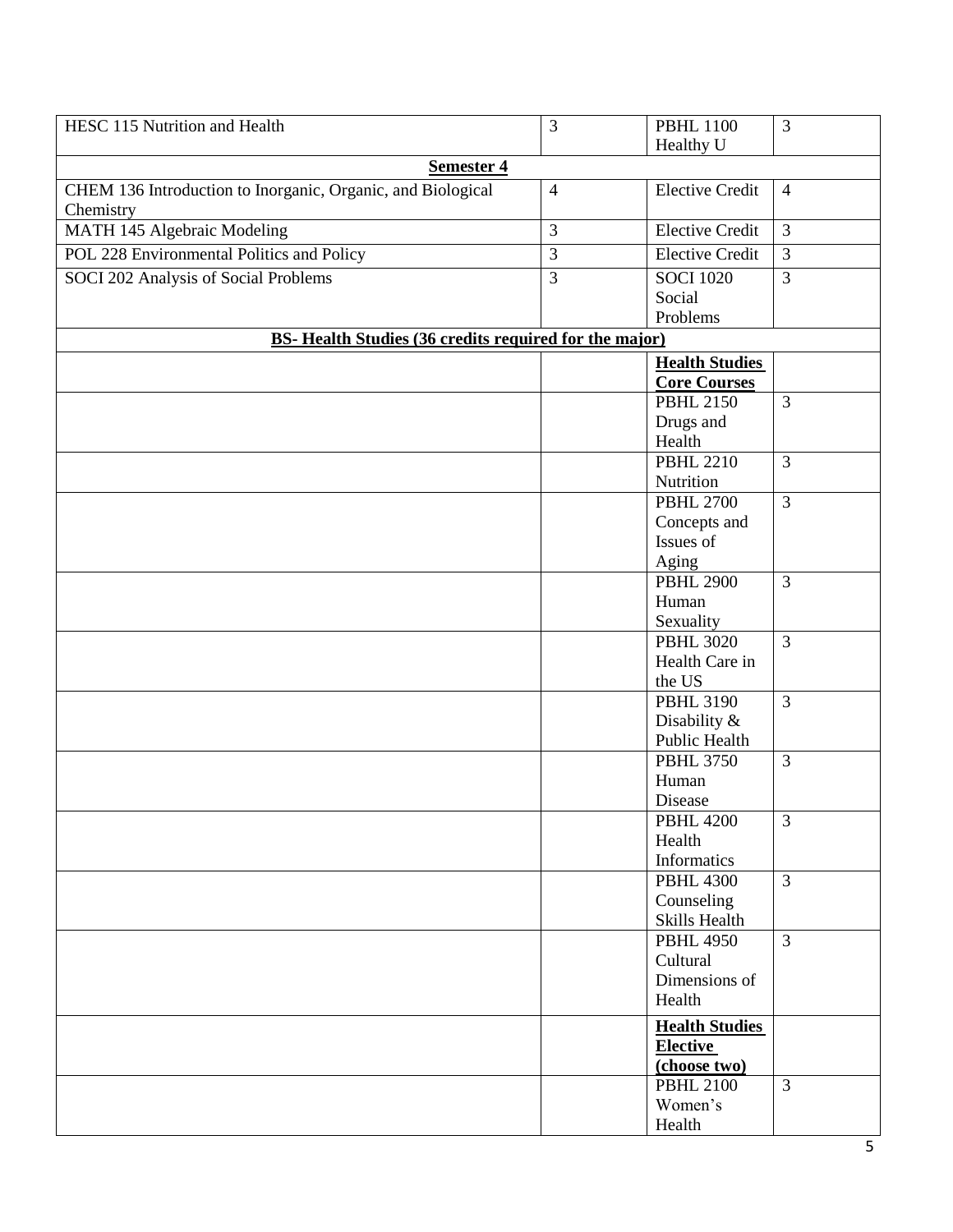| | | | |
|---|---|---|---|
| HESC 115 Nutrition and Health | 3 | PBHL 1100 Healthy U | 3 |
| **Semester 4** | | | |
| CHEM 136 Introduction to Inorganic, Organic, and Biological Chemistry | 4 | Elective Credit | 4 |
| MATH 145 Algebraic Modeling | 3 | Elective Credit | 3 |
| POL 228 Environmental Politics and Policy | 3 | Elective Credit | 3 |
| SOCI 202 Analysis of Social Problems | 3 | SOCI 1020 Social Problems | 3 |
| **BS- Health Studies (36 credits required for the major)** | | | |
| | | **Health Studies Core Courses** | |
| | | PBHL 2150 Drugs and Health | 3 |
| | | PBHL 2210 Nutrition | 3 |
| | | PBHL 2700 Concepts and Issues of Aging | 3 |
| | | PBHL 2900 Human Sexuality | 3 |
| | | PBHL 3020 Health Care in the US | 3 |
| | | PBHL 3190 Disability & Public Health | 3 |
| | | PBHL 3750 Human Disease | 3 |
| | | PBHL 4200 Health Informatics | 3 |
| | | PBHL 4300 Counseling Skills Health | 3 |
| | | PBHL 4950 Cultural Dimensions of Health | 3 |
| | | **Health Studies Elective (choose two)** | |
| | | PBHL 2100 Women's Health | 3 |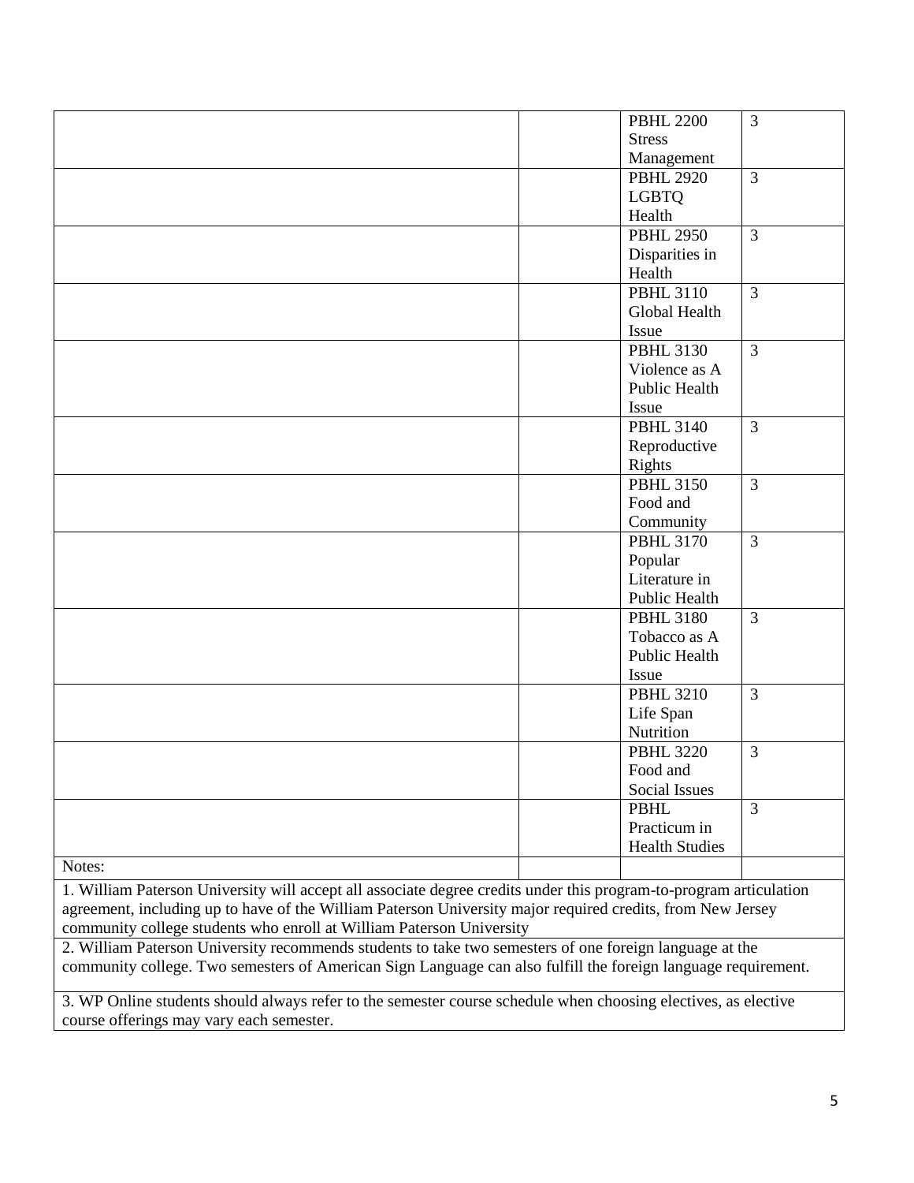| | | | |
|---|---|---|---|
| | | PBHL 2200 Stress Management | 3 |
| | | PBHL 2920 LGBTQ Health | 3 |
| | | PBHL 2950 Disparities in Health | 3 |
| | | PBHL 3110 Global Health Issue | 3 |
| | | PBHL 3130 Violence as A Public Health Issue | 3 |
| | | PBHL 3140 Reproductive Rights | 3 |
| | | PBHL 3150 Food and Community | 3 |
| | | PBHL 3170 Popular Literature in Public Health | 3 |
| | | PBHL 3180 Tobacco as A Public Health Issue | 3 |
| | | PBHL 3210 Life Span Nutrition | 3 |
| | | PBHL 3220 Food and Social Issues | 3 |
| | | PBHL Practicum in Health Studies | 3 |
| Notes: | | | |

1. William Paterson University will accept all associate degree credits under this program-to-program articulation agreement, including up to have of the William Paterson University major required credits, from New Jersey community college students who enroll at William Paterson University

2. William Paterson University recommends students to take two semesters of one foreign language at the community college. Two semesters of American Sign Language can also fulfill the foreign language requirement.

3. WP Online students should always refer to the semester course schedule when choosing electives, as elective course offerings may vary each semester.